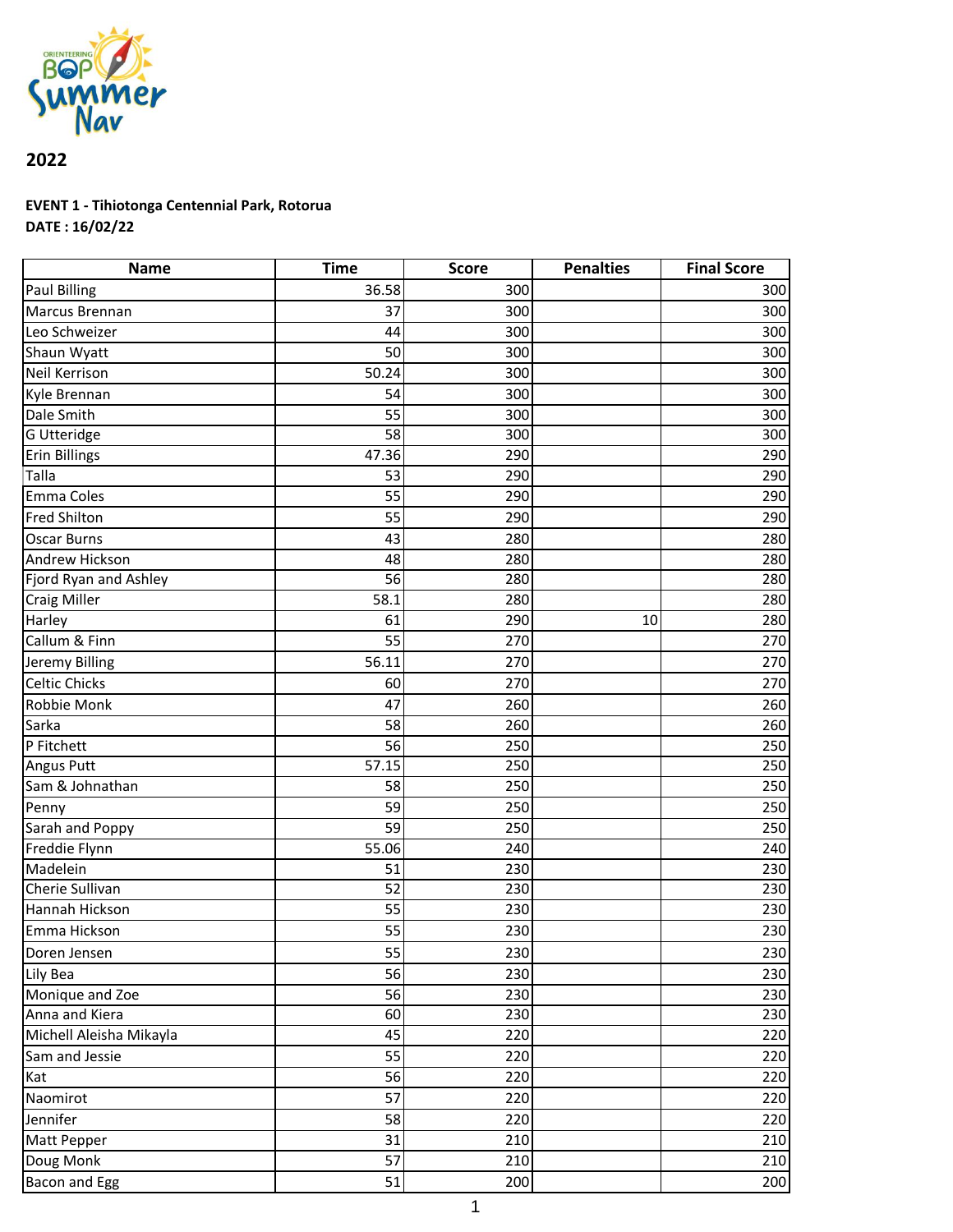**2022**

**EVENT 1 - Tihiotonga Centennial Park, Rotorua**
**DATE : 16/02/22**

| Name | Time | Score | Penalties | Final Score |
|---|---|---|---|---|
| Paul Billing | 36.58 | 300 | | 300 |
| Marcus Brennan | 37 | 300 | | 300 |
| Leo Schweizer | 44 | 300 | | 300 |
| Shaun Wyatt | 50 | 300 | | 300 |
| Neil Kerrison | 50.24 | 300 | | 300 |
| Kyle Brennan | 54 | 300 | | 300 |
| Dale Smith | 55 | 300 | | 300 |
| G Utteridge | 58 | 300 | | 300 |
| Erin Billings | 47.36 | 290 | | 290 |
| Talla | 53 | 290 | | 290 |
| Emma Coles | 55 | 290 | | 290 |
| Fred Shilton | 55 | 290 | | 290 |
| Oscar Burns | 43 | 280 | | 280 |
| Andrew Hickson | 48 | 280 | | 280 |
| Fjord Ryan and Ashley | 56 | 280 | | 280 |
| Craig Miller | 58.1 | 280 | | 280 |
| Harley | 61 | 290 | 10 | 280 |
| Callum & Finn | 55 | 270 | | 270 |
| Jeremy Billing | 56.11 | 270 | | 270 |
| Celtic Chicks | 60 | 270 | | 270 |
| Robbie Monk | 47 | 260 | | 260 |
| Sarka | 58 | 260 | | 260 |
| P Fitchett | 56 | 250 | | 250 |
| Angus Putt | 57.15 | 250 | | 250 |
| Sam & Johnathan | 58 | 250 | | 250 |
| Penny | 59 | 250 | | 250 |
| Sarah and Poppy | 59 | 250 | | 250 |
| Freddie Flynn | 55.06 | 240 | | 240 |
| Madelein | 51 | 230 | | 230 |
| Cherie Sullivan | 52 | 230 | | 230 |
| Hannah Hickson | 55 | 230 | | 230 |
| Emma Hickson | 55 | 230 | | 230 |
| Doren Jensen | 55 | 230 | | 230 |
| Lily Bea | 56 | 230 | | 230 |
| Monique and Zoe | 56 | 230 | | 230 |
| Anna and Kiera | 60 | 230 | | 230 |
| Michell Aleisha Mikayla | 45 | 220 | | 220 |
| Sam and Jessie | 55 | 220 | | 220 |
| Kat | 56 | 220 | | 220 |
| Naomirot | 57 | 220 | | 220 |
| Jennifer | 58 | 220 | | 220 |
| Matt Pepper | 31 | 210 | | 210 |
| Doug Monk | 57 | 210 | | 210 |
| Bacon and Egg | 51 | 200 | | 200 |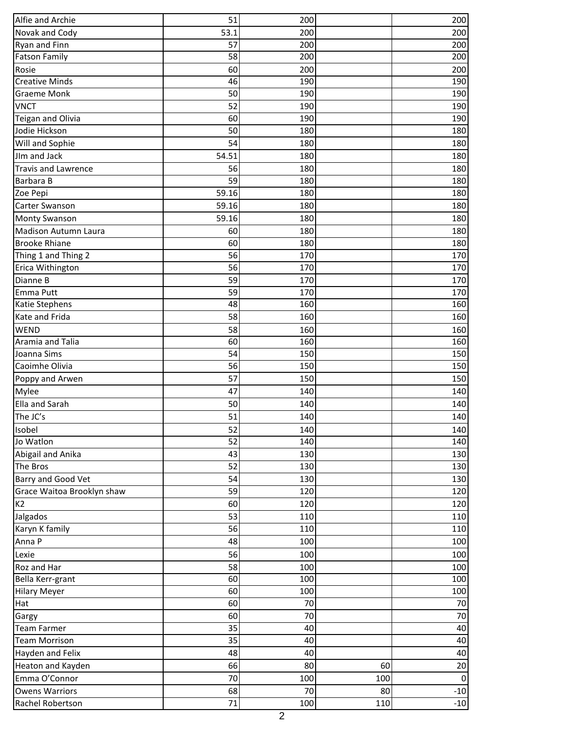| | | | | |
|---|---|---|---|---|
| Alfie and Archie | 51 | 200 | | 200 |
| Novak and Cody | 53.1 | 200 | | 200 |
| Ryan and Finn | 57 | 200 | | 200 |
| Fatson Family | 58 | 200 | | 200 |
| Rosie | 60 | 200 | | 200 |
| Creative Minds | 46 | 190 | | 190 |
| Graeme Monk | 50 | 190 | | 190 |
| VNCT | 52 | 190 | | 190 |
| Teigan and Olivia | 60 | 190 | | 190 |
| Jodie Hickson | 50 | 180 | | 180 |
| Will and Sophie | 54 | 180 | | 180 |
| JIm and Jack | 54.51 | 180 | | 180 |
| Travis and Lawrence | 56 | 180 | | 180 |
| Barbara B | 59 | 180 | | 180 |
| Zoe Pepi | 59.16 | 180 | | 180 |
| Carter Swanson | 59.16 | 180 | | 180 |
| Monty Swanson | 59.16 | 180 | | 180 |
| Madison Autumn Laura | 60 | 180 | | 180 |
| Brooke Rhiane | 60 | 180 | | 180 |
| Thing 1 and Thing 2 | 56 | 170 | | 170 |
| Erica Withington | 56 | 170 | | 170 |
| Dianne B | 59 | 170 | | 170 |
| Emma Putt | 59 | 170 | | 170 |
| Katie Stephens | 48 | 160 | | 160 |
| Kate and Frida | 58 | 160 | | 160 |
| WEND | 58 | 160 | | 160 |
| Aramia and Talia | 60 | 160 | | 160 |
| Joanna Sims | 54 | 150 | | 150 |
| Caoimhe Olivia | 56 | 150 | | 150 |
| Poppy and Arwen | 57 | 150 | | 150 |
| Mylee | 47 | 140 | | 140 |
| Ella and Sarah | 50 | 140 | | 140 |
| The JC's | 51 | 140 | | 140 |
| Isobel | 52 | 140 | | 140 |
| Jo Watlon | 52 | 140 | | 140 |
| Abigail and Anika | 43 | 130 | | 130 |
| The Bros | 52 | 130 | | 130 |
| Barry and Good Vet | 54 | 130 | | 130 |
| Grace Waitoa Brooklyn shaw | 59 | 120 | | 120 |
| K2 | 60 | 120 | | 120 |
| Jalgados | 53 | 110 | | 110 |
| Karyn K family | 56 | 110 | | 110 |
| Anna P | 48 | 100 | | 100 |
| Lexie | 56 | 100 | | 100 |
| Roz and Har | 58 | 100 | | 100 |
| Bella Kerr-grant | 60 | 100 | | 100 |
| Hilary Meyer | 60 | 100 | | 100 |
| Hat | 60 | 70 | | 70 |
| Gargy | 60 | 70 | | 70 |
| Team Farmer | 35 | 40 | | 40 |
| Team Morrison | 35 | 40 | | 40 |
| Hayden and Felix | 48 | 40 | | 40 |
| Heaton and Kayden | 66 | 80 | 60 | 20 |
| Emma O'Connor | 70 | 100 | 100 | 0 |
| Owens Warriors | 68 | 70 | 80 | -10 |
| Rachel Robertson | 71 | 100 | 110 | -10 |